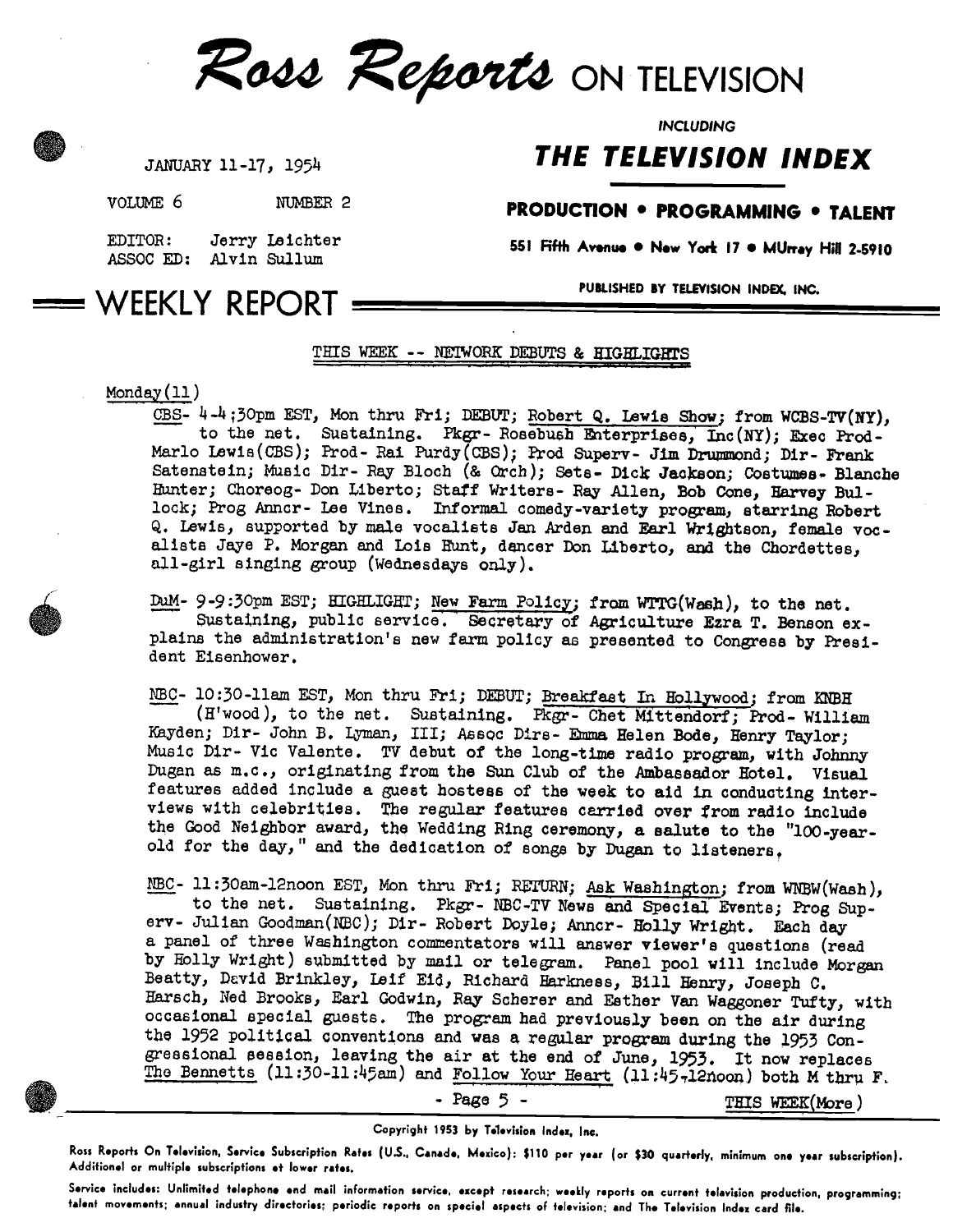# Ross Reports ON TELEVISION

*INCLUDING*

## THE TELEVISION INDEX

JANUARY 11-17, 1954

VOLUME 6    NUMBER 2

EDITOR: Jerry Leichter
ASSOC ED: Alvin Sullum

**PRODUCTION • PROGRAMMING • TALENT**

551 Fifth Avenue • New York 17 • MUrray Hill 2-5910

PUBLISHED BY TELEVISION INDEX, INC.

## WEEKLY REPORT

### THIS WEEK -- NETWORK DEBUTS & HIGHLIGHTS

Monday(11)

CBS- 4-4:30pm EST, Mon thru Fri; DEBUT; Robert Q. Lewis Show; from WCBS-TV(NY), to the net. Sustaining. Pkgr- Rosebush Enterprises, Inc(NY); Exec Prod- Marlo Lewis(CBS); Prod- Rai Purdy(CBS); Prod Superv- Jim Drummond; Dir- Frank Satenstein; Music Dir- Ray Bloch (& Orch); Sets- Dick Jackson; Costumes- Blanche Hunter; Choreog- Don Liberto; Staff Writers- Ray Allen, Bob Cone, Harvey Bullock; Prog Anncr- Lee Vines. Informal comedy-variety program, starring Robert Q. Lewis, supported by male vocalists Jan Arden and Earl Wrightson, female vocalists Jaye P. Morgan and Lois Hunt, dancer Don Liberto, and the Chordettes, all-girl singing group (Wednesdays only).

DuM- 9-9:30pm EST; HIGHLIGHT; New Farm Policy; from WTTG(Wash), to the net. Sustaining, public service. Secretary of Agriculture Ezra T. Benson explains the administration's new farm policy as presented to Congress by President Eisenhower.

NBC- 10:30-11am EST, Mon thru Fri; DEBUT; Breakfast In Hollywood; from KNBH (H'wood), to the net. Sustaining. Pkgr- Chet Mittendorf; Prod- William Kayden; Dir- John B. Lyman, III; Assoc Dirs- Emma Helen Bode, Henry Taylor; Music Dir- Vic Valente. TV debut of the long-time radio program, with Johnny Dugan as m.c., originating from the Sun Club of the Ambassador Hotel. Visual features added include a guest hostess of the week to aid in conducting interviews with celebrities. The regular features carried over from radio include the Good Neighbor award, the Wedding Ring ceremony, a salute to the "100-year-old for the day," and the dedication of songs by Dugan to listeners.

NBC- 11:30am-12noon EST, Mon thru Fri; RETURN; Ask Washington; from WNBW(Wash), to the net. Sustaining. Pkgr- NBC-TV News and Special Events; Prog Superv- Julian Goodman(NBC); Dir- Robert Doyle; Anncr- Holly Wright. Each day a panel of three Washington commentators will answer viewer's questions (read by Holly Wright) submitted by mail or telegram. Panel pool will include Morgan Beatty, David Brinkley, Leif Eid, Richard Harkness, Bill Henry, Joseph C. Harsch, Ned Brooks, Earl Godwin, Ray Scherer and Esther Van Waggoner Tufty, with occasional special guests. The program had previously been on the air during the 1952 political conventions and was a regular program during the 1953 Congressional session, leaving the air at the end of June, 1953. It now replaces The Bennetts (11:30-11:45am) and Follow Your Heart (11:45-12noon) both M thru F.

THIS WEEK(More)

Copyright 1953 by Television Index, Inc.

Ross Reports On Television, Service Subscription Rates (U.S., Canada, Mexico): $110 per year (or $30 quarterly, minimum one year subscription). Additional or multiple subscriptions at lower rates.

Service includes: Unlimited telephone and mail information service, except research; weekly reports on current television production, programming; talent movements; annual industry directories; periodic reports on special aspects of television; and The Television Index card file.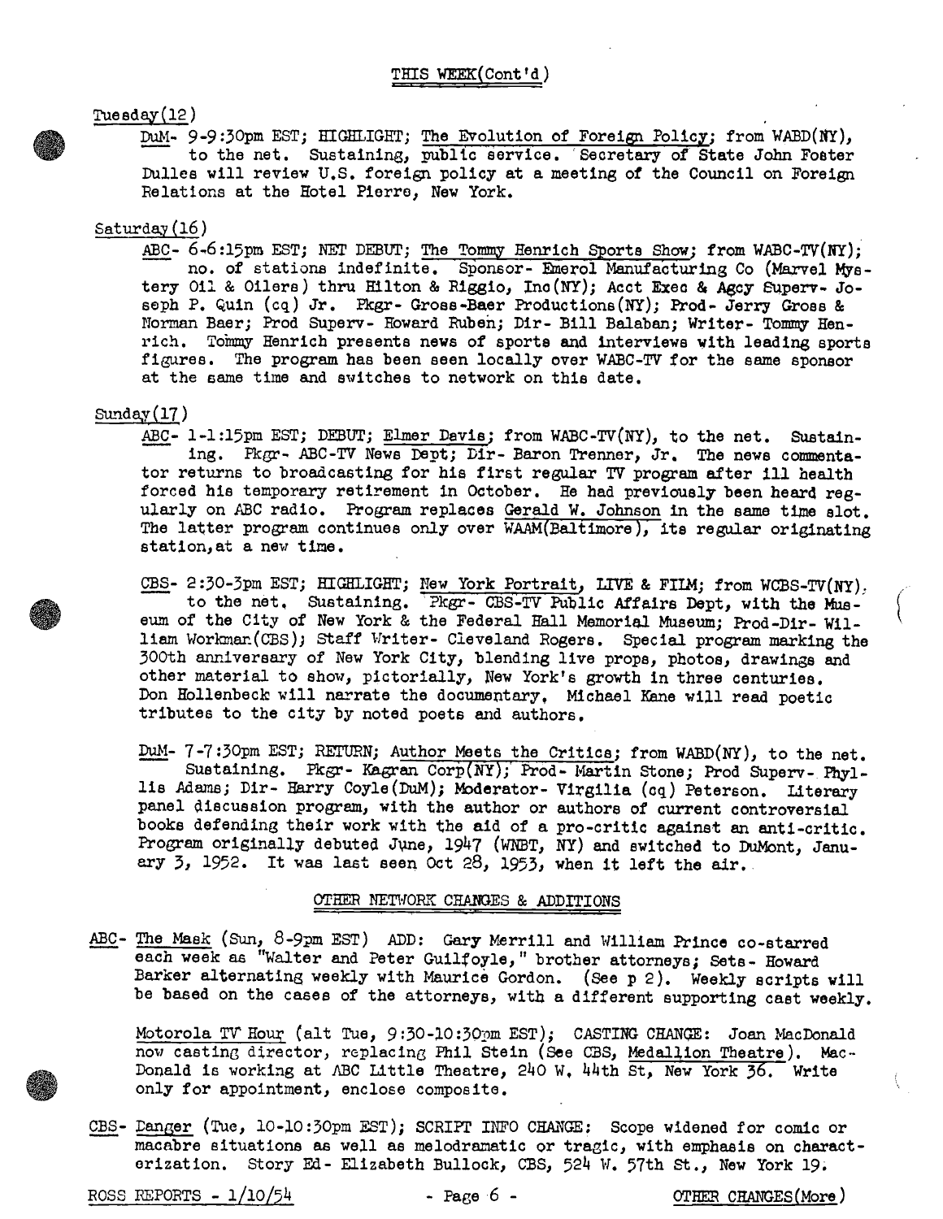## THIS WEEK(Cont'd)

Tuesday(12)

DuM- 9-9:30pm EST; HIGHLIGHT; The Evolution of Foreign Policy; from WABD(NY), to the net. Sustaining, public service. Secretary of State John Foster Dulles will review U.S. foreign policy at a meeting of the Council on Foreign Relations at the Hotel Pierre, New York.

Saturday(16)

ABC- 6-6:15pm EST; NET DEBUT; The Tommy Henrich Sports Show; from WABC-TV(NY); no. of stations indefinite. Sponsor- Emerol Manufacturing Co (Marvel Mystery Oil & Oilers) thru Hilton & Riggio, Inc(NY); Acct Exec & Agcy Superv- Joseph P. Quin (cq) Jr. Pkgr- Gross-Baer Productions(NY); Prod- Jerry Gross & Norman Baer; Prod Superv- Howard Ruben; Dir- Bill Balaban; Writer- Tommy Henrich. Tommy Henrich presents news of sports and interviews with leading sports figures. The program has been seen locally over WABC-TV for the same sponsor at the same time and switches to network on this date.

Sunday(17)

ABC- 1-1:15pm EST; DEBUT; Elmer Davis; from WABC-TV(NY), to the net. Sustaining. Pkgr- ABC-TV News Dept; Dir- Baron Trenner, Jr. The news commentator returns to broadcasting for his first regular TV program after ill health forced his temporary retirement in October. He had previously been heard regularly on ABC radio. Program replaces Gerald W. Johnson in the same time slot. The latter program continues only over WAAM(Baltimore), its regular originating station,at a new time.

CBS- 2:30-3pm EST; HIGHLIGHT; New York Portrait, LIVE & FILM; from WCBS-TV(NY), to the net. Sustaining. Pkgr- CBS-TV Public Affairs Dept, with the Museum of the City of New York & the Federal Hall Memorial Museum; Prod-Dir- William Workman(CBS); Staff Writer- Cleveland Rogers. Special program marking the 300th anniversary of New York City, blending live props, photos, drawings and other material to show, pictorially, New York's growth in three centuries. Don Hollenbeck will narrate the documentary. Michael Kane will read poetic tributes to the city by noted poets and authors.

DuM- 7-7:30pm EST; RETURN; Author Meets the Critics; from WABD(NY), to the net. Sustaining. Pkgr- Kagran Corp(NY); Prod- Martin Stone; Prod Superv- Phyllis Adams; Dir- Harry Coyle(DuM); Moderator- Virgilia (cq) Peterson. Literary panel discussion program, with the author or authors of current controversial books defending their work with the aid of a pro-critic against an anti-critic. Program originally debuted June, 1947 (WNBT, NY) and switched to DuMont, January 3, 1952. It was last seen Oct 28, 1953, when it left the air.

### OTHER NETWORK CHANGES & ADDITIONS

ABC- The Mask (Sun, 8-9pm EST) ADD: Gary Merrill and William Prince co-starred each week as "Walter and Peter Guilfoyle," brother attorneys; Sets- Howard Barker alternating weekly with Maurice Gordon. (See p 2). Weekly scripts will be based on the cases of the attorneys, with a different supporting cast weekly.

Motorola TV Hour (alt Tue, 9:30-10:30pm EST); CASTING CHANGE: Joan MacDonald now casting director, replacing Phil Stein (See CBS, Medallion Theatre). MacDonald is working at ABC Little Theatre, 240 W. 44th St, New York 36. Write only for appointment, enclose composite.

CBS- Danger (Tue, 10-10:30pm EST); SCRIPT INFO CHANGE: Scope widened for comic or macabre situations as well as melodramatic or tragic, with emphasis on characterization. Story Ed- Elizabeth Bullock, CBS, 524 W. 57th St., New York 19.

OTHER CHANGES(More)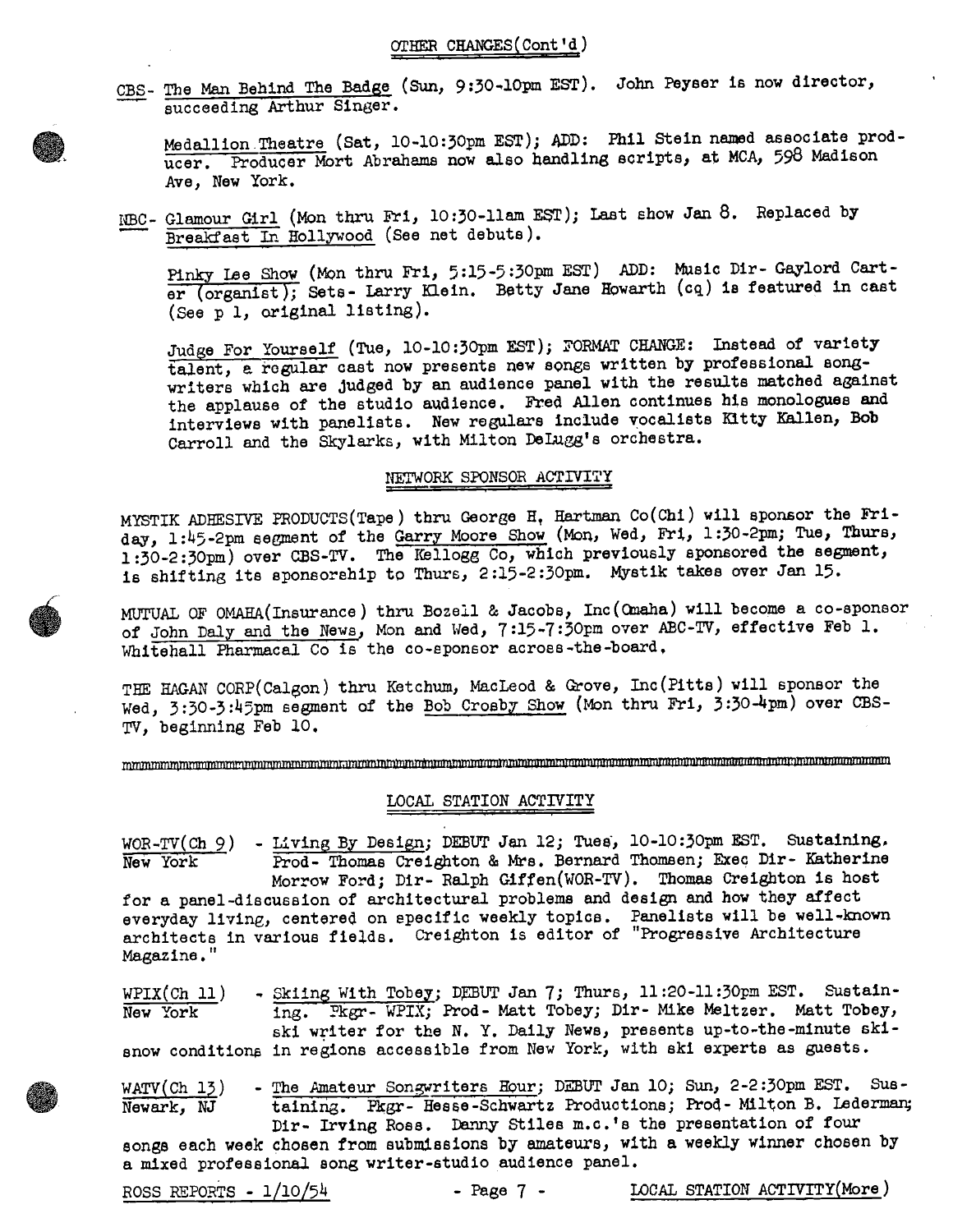## OTHER CHANGES(Cont'd)

CBS- The Man Behind The Badge (Sun, 9:30-10pm EST). John Peyser is now director, succeeding Arthur Singer.

Medallion Theatre (Sat, 10-10:30pm EST); ADD: Phil Stein named associate producer. Producer Mort Abrahams now also handling scripts, at MCA, 598 Madison Ave, New York.

NBC- Glamour Girl (Mon thru Fri, 10:30-11am EST); Last show Jan 8. Replaced by Breakfast In Hollywood (See net debuts).

Pinky Lee Show (Mon thru Fri, 5:15-5:30pm EST) ADD: Music Dir- Gaylord Carter (organist); Sets- Larry Klein. Betty Jane Howarth (cq) is featured in cast (See p 1, original listing).

Judge For Yourself (Tue, 10-10:30pm EST); FORMAT CHANGE: Instead of variety talent, a regular cast now presents new songs written by professional songwriters which are judged by an audience panel with the results matched against the applause of the studio audience. Fred Allen continues his monologues and interviews with panelists. New regulars include vocalists Kitty Kallen, Bob Carroll and the Skylarks, with Milton DeLugg's orchestra.

## NETWORK SPONSOR ACTIVITY

MYSTIK ADHESIVE PRODUCTS(Tape) thru George H. Hartman Co(Chi) will sponsor the Friday, 1:45-2pm segment of the Garry Moore Show (Mon, Wed, Fri, 1:30-2pm; Tue, Thurs, 1:30-2:30pm) over CBS-TV. The Kellogg Co, which previously sponsored the segment, is shifting its sponsorship to Thurs, 2:15-2:30pm. Mystik takes over Jan 15.

MUTUAL OF OMAHA(Insurance) thru Bozell & Jacobs, Inc(Omaha) will become a co-sponsor of John Daly and the News, Mon and Wed, 7:15-7:30pm over ABC-TV, effective Feb 1. Whitehall Pharmacal Co is the co-sponsor across-the-board.

THE HAGAN CORP(Calgon) thru Ketchum, MacLeod & Grove, Inc(Pitts) will sponsor the Wed, 3:30-3:45pm segment of the Bob Crosby Show (Mon thru Fri, 3:30-4pm) over CBS-TV, beginning Feb 10.

## LOCAL STATION ACTIVITY

WOR-TV(Ch 9) New York - Living By Design; DEBUT Jan 12; Tues, 10-10:30pm EST. Sustaining. Prod- Thomas Creighton & Mrs. Bernard Thomsen; Exec Dir- Katherine Morrow Ford; Dir- Ralph Giffen(WOR-TV). Thomas Creighton is host for a panel-discussion of architectural problems and design and how they affect everyday living, centered on specific weekly topics. Panelists will be well-known architects in various fields. Creighton is editor of "Progressive Architecture Magazine."

WPIX(Ch 11) New York - Skiing With Tobey; DEBUT Jan 7; Thurs, 11:20-11:30pm EST. Sustaining. Pkgr- WPIX; Prod- Matt Tobey; Dir- Mike Meltzer. Matt Tobey, ski writer for the N. Y. Daily News, presents up-to-the-minute ski-snow conditions in regions accessible from New York, with ski experts as guests.

WATV(Ch 13) Newark, NJ - The Amateur Songwriters Hour; DEBUT Jan 10; Sun, 2-2:30pm EST. Sustaining. Pkgr- Hesse-Schwartz Productions; Prod- Milton B. Lederman; Dir- Irving Ross. Danny Stiles m.c.'s the presentation of four songs each week chosen from submissions by amateurs, with a weekly winner chosen by a mixed professional song writer-studio audience panel.

LOCAL STATION ACTIVITY(More)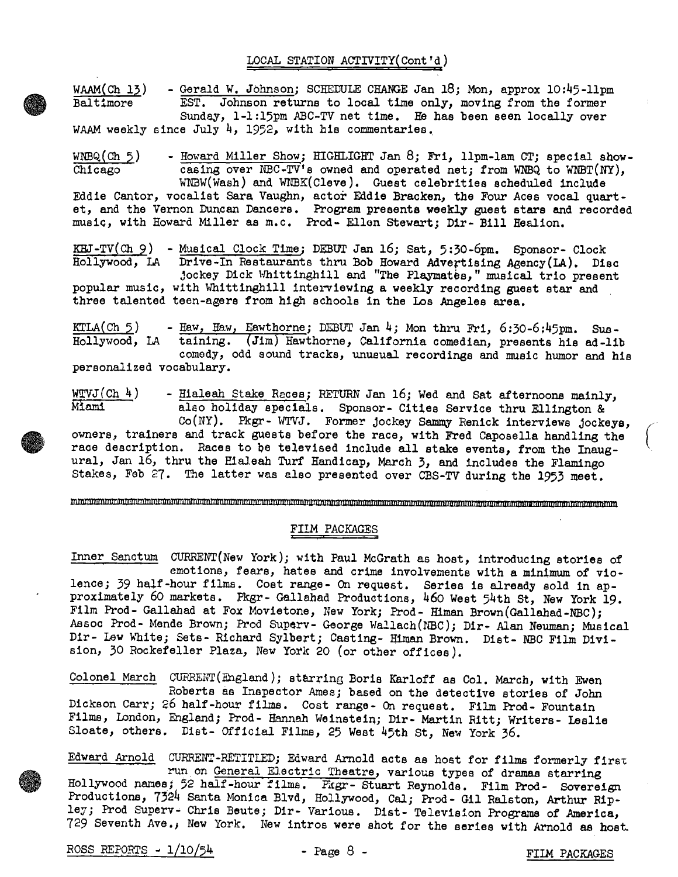## LOCAL STATION ACTIVITY(Cont'd)

WAAM(Ch 13) Baltimore - Gerald W. Johnson; SCHEDULE CHANGE Jan 18; Mon, approx 10:45-11pm EST. Johnson returns to local time only, moving from the former Sunday, 1-1:15pm ABC-TV net time. He has been seen locally over WAAM weekly since July 4, 1952, with his commentaries.

WNBQ(Ch 5) Chicago - Howard Miller Show; HIGHLIGHT Jan 8; Fri, 11pm-1am CT; special showcasing over NBC-TV's owned and operated net; from WNBQ to WNBT(NY), WNBW(Wash) and WNBK(Cleve). Guest celebrities scheduled include Eddie Cantor, vocalist Sara Vaughn, actor Eddie Bracken, the Four Aces vocal quartet, and the Vernon Duncan Dancers. Program presents weekly guest stars and recorded music, with Howard Miller as m.c. Prod- Ellen Stewart; Dir- Bill Healion.

KHJ-TV(Ch 9) Hollywood, LA - Musical Clock Time; DEBUT Jan 16; Sat, 5:30-6pm. Sponsor- Clock Drive-In Restaurants thru Bob Howard Advertising Agency(LA). Disc jockey Dick Whittinghill and "The Playmates," musical trio present popular music, with Whittinghill interviewing a weekly recording guest star and three talented teen-agers from high schools in the Los Angeles area.

KTLA(Ch 5) Hollywood, LA - Haw, Haw, Hawthorne; DEBUT Jan 4; Mon thru Fri, 6:30-6:45pm. Sustaining. (Jim) Hawthorne, California comedian, presents his ad-lib comedy, odd sound tracks, unusual recordings and music humor and his personalized vocabulary.

WTVJ(Ch 4) Miami - Hialeah Stake Races; RETURN Jan 16; Wed and Sat afternoons mainly, also holiday specials. Sponsor- Cities Service thru Ellington & Co(NY). Pkgr- WTVJ. Former jockey Sammy Renick interviews jockeys, owners, trainers and track guests before the race, with Fred Caposella handling the race description. Races to be televised include all stake events, from the Inaugural, Jan 16, thru the Hialeah Turf Handicap, March 3, and includes the Flamingo Stakes, Feb 27. The latter was also presented over CBS-TV during the 1953 meet.

---

## FILM PACKAGES

Inner Sanctum CURRENT(New York); with Paul McGrath as host, introducing stories of emotions, fears, hates and crime involvements with a minimum of violence; 39 half-hour films. Cost range- On request. Series is already sold in approximately 60 markets. Pkgr- Gallahad Productions, 460 West 54th St, New York 19. Film Prod- Gallahad at Fox Movietone, New York; Prod- Himan Brown(Gallahad-NBC); Assoc Prod- Mende Brown; Prod Superv- George Wallach(NBC); Dir- Alan Neuman; Musical Dir- Lew White; Sets- Richard Sylbert; Casting- Himan Brown. Dist- NBC Film Division, 30 Rockefeller Plaza, New York 20 (or other offices).

Colonel March CURRENT(England); starring Boris Karloff as Col. March, with Ewen Roberts as Inspector Ames; based on the detective stories of John Dickson Carr; 26 half-hour films. Cost range- On request. Film Prod- Fountain Films, London, England; Prod- Hannah Weinstein; Dir- Martin Ritt; Writers- Leslie Sloate, others. Dist- Official Films, 25 West 45th St, New York 36.

Edward Arnold CURRENT-RETITLED; Edward Arnold acts as host for films formerly first run on General Electric Theatre, various types of dramas starring Hollywood names; 52 half-hour films. Pkgr- Stuart Reynolds. Film Prod- Sovereign Productions, 7324 Santa Monica Blvd, Hollywood, Cal; Prod- Gil Ralston, Arthur Ripley; Prod Superv- Chris Beute; Dir- Various. Dist- Television Programs of America, 729 Seventh Ave., New York. New intros were shot for the series with Arnold as host.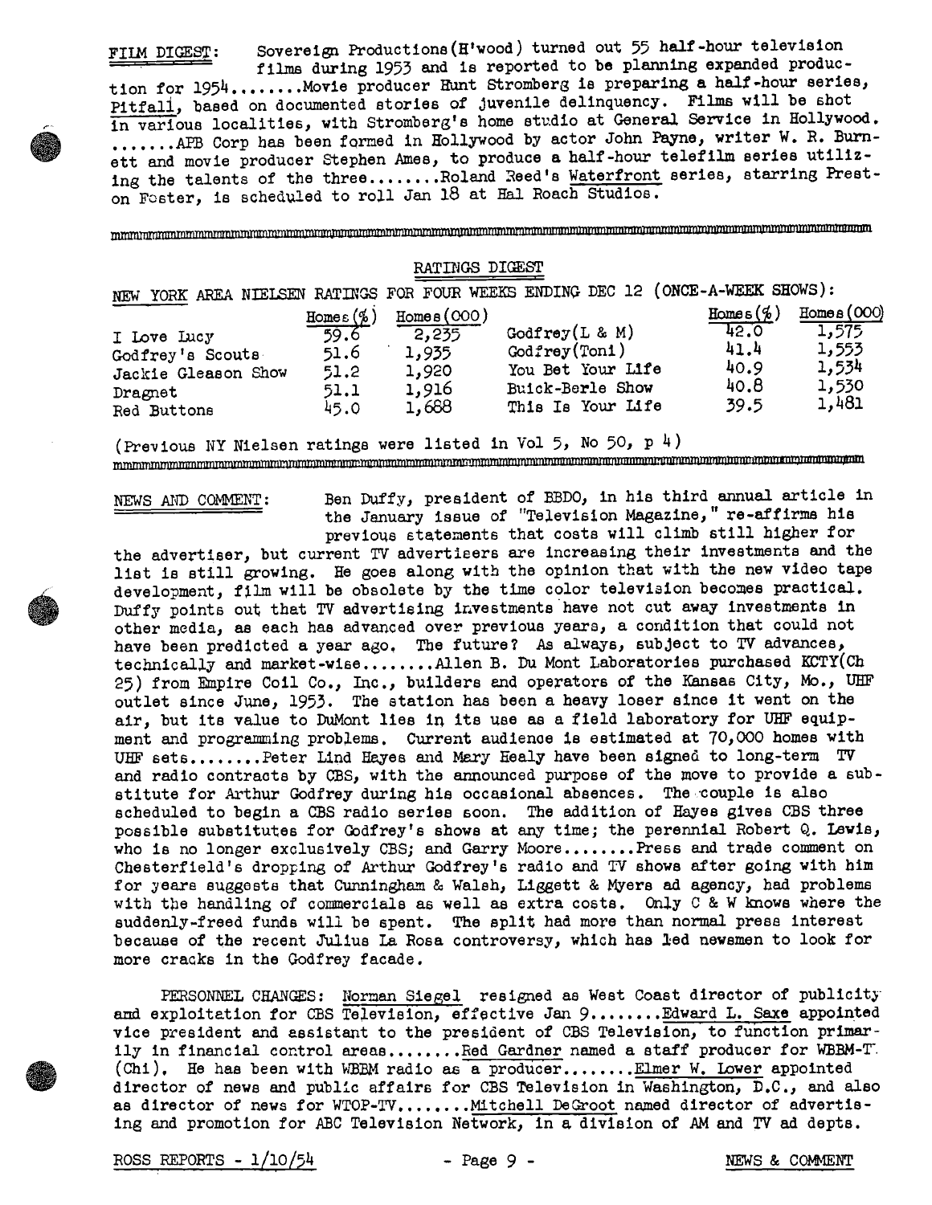FILM DIGEST: Sovereign Productions(H'wood) turned out 55 half-hour television films during 1953 and is reported to be planning expanded production for 1954........Movie producer Hunt Stromberg is preparing a half-hour series, Pitfall, based on documented stories of juvenile delinquency. Films will be shot in various localities, with Stromberg's home studio at General Service in Hollywood. ........APB Corp has been formed in Hollywood by actor John Payne, writer W. R. Burnett and movie producer Stephen Ames, to produce a half-hour telefilm series utilizing the talents of the three........Roland Reed's Waterfront series, starring Preston Foster, is scheduled to roll Jan 18 at Hal Roach Studios.

## RATINGS DIGEST

NEW YORK AREA NIELSEN RATINGS FOR FOUR WEEKS ENDING DEC 12 (ONCE-A-WEEK SHOWS):

| | Homes(%) | Homes(000) | | Homes(%) | Homes(000) |
|---|---|---|---|---|---|
| I Love Lucy | 59.6 | 2,235 | Godfrey(L & M) | 42.0 | 1,575 |
| Godfrey's Scouts | 51.6 | 1,935 | Godfrey(Toni) | 41.4 | 1,553 |
| Jackie Gleason Show | 51.2 | 1,920 | You Bet Your Life | 40.9 | 1,534 |
| Dragnet | 51.1 | 1,916 | Buick-Berle Show | 40.8 | 1,530 |
| Red Buttons | 45.0 | 1,688 | This Is Your Life | 39.5 | 1,481 |

(Previous NY Nielsen ratings were listed in Vol 5, No 50, p 4)

NEWS AND COMMENT: Ben Duffy, president of BBDO, in his third annual article in the January issue of "Television Magazine," re-affirms his previous statements that costs will climb still higher for the advertiser, but current TV advertisers are increasing their investments and the list is still growing. He goes along with the opinion that with the new video tape development, film will be obsolete by the time color television becomes practical. Duffy points out that TV advertising investments have not cut away investments in other media, as each has advanced over previous years, a condition that could not have been predicted a year ago. The future? As always, subject to TV advances, technically and market-wise........Allen B. Du Mont Laboratories purchased KCTY(Ch 25) from Empire Coil Co., Inc., builders and operators of the Kansas City, Mo., UHF outlet since June, 1953. The station has been a heavy loser since it went on the air, but its value to DuMont lies in its use as a field laboratory for UHF equipment and programming problems. Current audience is estimated at 70,000 homes with UHF sets........Peter Lind Hayes and Mary Healy have been signed to long-term TV and radio contracts by CBS, with the announced purpose of the move to provide a substitute for Arthur Godfrey during his occasional absences. The couple is also scheduled to begin a CBS radio series soon. The addition of Hayes gives CBS three possible substitutes for Godfrey's shows at any time; the perennial Robert Q. Lewis, who is no longer exclusively CBS; and Garry Moore........Press and trade comment on Chesterfield's dropping of Arthur Godfrey's radio and TV shows after going with him for years suggests that Cunningham & Walsh, Liggett & Myers ad agency, had problems with the handling of commercials as well as extra costs. Only C & W knows where the suddenly-freed funds will be spent. The split had more than normal press interest because of the recent Julius La Rosa controversy, which has led newsmen to look for more cracks in the Godfrey facade.

PERSONNEL CHANGES: Norman Siegel resigned as West Coast director of publicity and exploitation for CBS Television, effective Jan 9........Edward L. Saxe appointed vice president and assistant to the president of CBS Television, to function primarily in financial control areas........Red Gardner named a staff producer for WBBM-TV (Chi). He has been with WBBM radio as a producer........Elmer W. Lower appointed director of news and public affairs for CBS Television in Washington, D.C., and also as director of news for WTOP-TV........Mitchell DeGroot named director of advertising and promotion for ABC Television Network, in a division of AM and TV ad depts.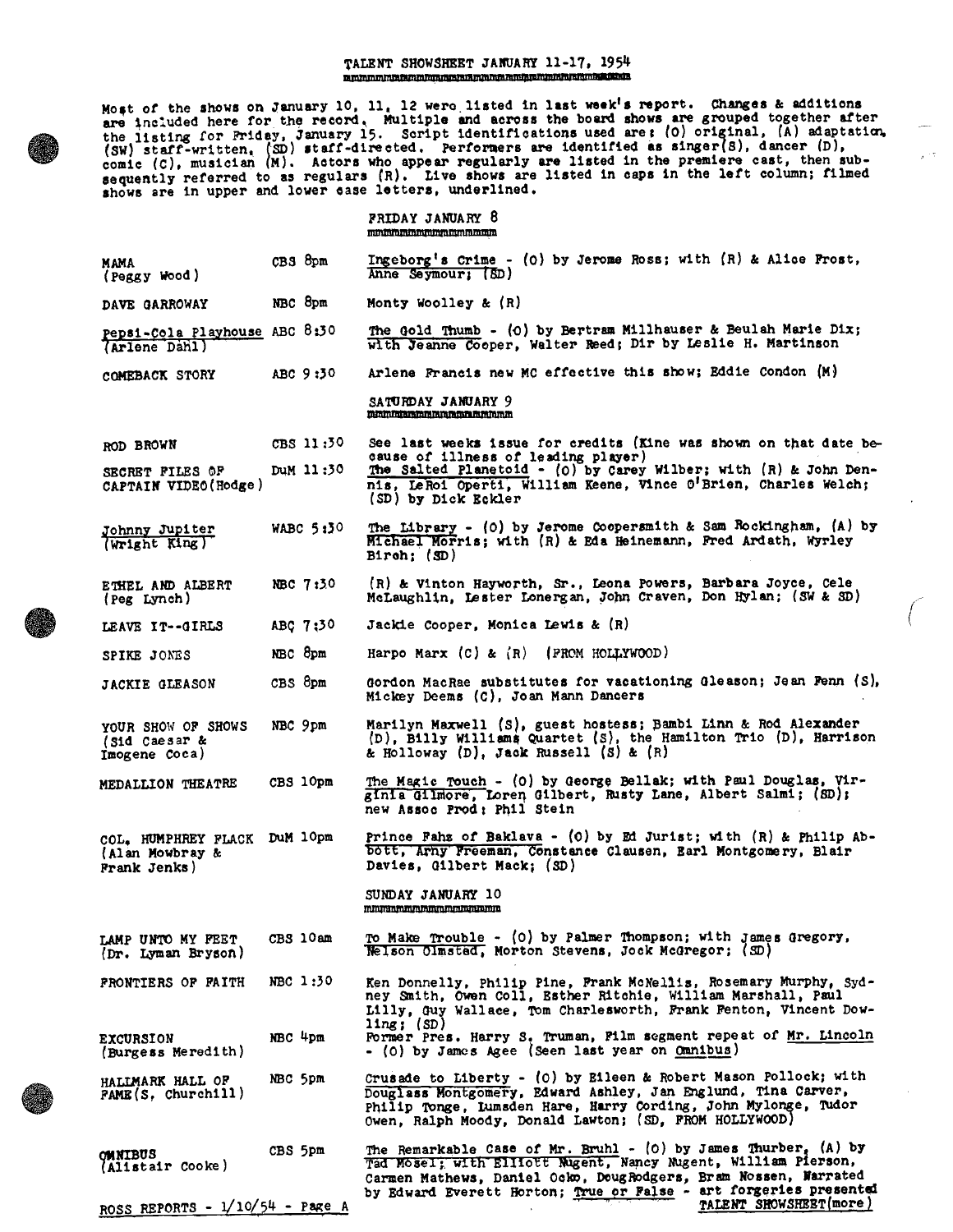# TALENT SHOWSHEET JANUARY 11-17, 1954

Most of the shows on January 10, 11, 12 were listed in last week's report. Changes & additions are included here for the record. Multiple and across the board shows are grouped together after the listing for Friday, January 15. Script identifications used are: (O) original, (A) adaptation, (SW) staff-written, (SD) staff-directed. Performers are identified as singer(S), dancer (D), comic (C), musician (M). Actors who appear regularly are listed in the premiere cast, then subsequently referred to as regulars (R). Live shows are listed in caps in the left column; filmed shows are in upper and lower case letters, underlined.

## FRIDAY JANUARY 8

| | | |
|---|---|---|
| MAMA (Peggy Wood) | CBS 8pm | Ingeborg's Crime - (O) by Jerome Ross; with (R) & Alice Frost, Anne Seymour; (SD) |
| DAVE GARROWAY | NBC 8pm | Monty Woolley & (R) |
| Pepsi-Cola Playhouse (Arlene Dahl) | ABC 8:30 | The Gold Thumb - (O) by Bertram Millhauser & Beulah Marie Dix; with Jeanne Cooper, Walter Reed; Dir by Leslie H. Martinson |
| COMEBACK STORY | ABC 9:30 | Arlene Francis new MC effective this show; Eddie Condon (M) |

## SATURDAY JANUARY 9

| | | |
|---|---|---|
| ROD BROWN | CBS 11:30 | See last weeks issue for credits (Kine was shown on that date because of illness of leading player) |
| SECRET FILES OF CAPTAIN VIDEO(Hodge) | DuM 11:30 | The Salted Planetoid - (O) by Carey Wilber; with (R) & John Dennis, LeRoi Operti, William Keene, Vince O'Brien, Charles Welch; (SD) by Dick Eckler |
| Johnny Jupiter (Wright King) | WABC 5:30 | The Library - (O) by Jerome Coopersmith & Sam Rockingham, (A) by Michael Morris; with (R) & Eda Heinemann, Fred Ardath, Wyrley Birch; (SD) |
| ETHEL AND ALBERT (Peg Lynch) | NBC 7:30 | (R) & Vinton Hayworth, Sr., Leona Powers, Barbara Joyce, Cele McLaughlin, Lester Lonergan, John Craven, Don Hylan; (SW & SD) |
| LEAVE IT--GIRLS | ABC 7:30 | Jackie Cooper, Monica Lewis & (R) |
| SPIKE JONES | NBC 8pm | Harpo Marx (C) & (R) (FROM HOLLYWOOD) |
| JACKIE GLEASON | CBS 8pm | Gordon MacRae substitutes for vacationing Gleason; Jean Fenn (S), Mickey Deems (C), Joan Mann Dancers |
| YOUR SHOW OF SHOWS (Sid Caesar & Imogene Coca) | NBC 9pm | Marilyn Maxwell (S), guest hostess; Bambi Linn & Rod Alexander (D), Billy Williams Quartet (S), the Hamilton Trio (D), Harrison & Holloway (D), Jack Russell (S) & (R) |
| MEDALLION THEATRE | CBS 10pm | The Magic Touch - (O) by George Bellak; with Paul Douglas, Virginia Gilmore, Loren Gilbert, Rusty Lane, Albert Salmi; (SD); new Assoc Prod: Phil Stein |
| COL. HUMPHREY FLACK (Alan Mowbray & Frank Jenks) | DuM 10pm | Prince Fahz of Baklava - (O) by Ed Jurist; with (R) & Philip Abbott, Arny Freeman, Constance Clausen, Earl Montgomery, Blair Davies, Gilbert Mack; (SD) |

## SUNDAY JANUARY 10

| | | |
|---|---|---|
| LAMP UNTO MY FEET (Dr. Lyman Bryson) | CBS 10am | To Make Trouble - (O) by Palmer Thompson; with James Gregory, Nelson Olmsted, Morton Stevens, Jock McGregor; (SD) |
| FRONTIERS OF FAITH | NBC 1:30 | Ken Donnelly, Philip Pine, Frank McNellis, Rosemary Murphy, Sydney Smith, Owen Coll, Esther Ritchie, William Marshall, Paul Lilly, Guy Wallace, Tom Charlesworth, Frank Fenton, Vincent Dowling; (SD) |
| EXCURSION (Burgess Meredith) | NBC 4pm | Former Pres. Harry S. Truman, Film segment repeat of Mr. Lincoln - (O) by James Agee (Seen last year on Omnibus) |
| HALLMARK HALL OF FAME(S, Churchill) | NBC 5pm | Crusade to Liberty - (O) by Eileen & Robert Mason Pollock; with Douglass Montgomery, Edward Ashley, Jan Englund, Tina Carver, Philip Tonge, Lumsden Hare, Harry Cording, John Mylonge, Tudor Owen, Ralph Moody, Donald Lawton; (SD, FROM HOLLYWOOD) |
| OMNIBUS (Alistair Cooke) | CBS 5pm | The Remarkable Case of Mr. Bruhl - (O) by James Thurber, (A) by Tad Mosel; with Elliott Nugent, Nancy Nugent, William Pierson, Carmen Mathews, Daniel Ocko, DougRodgers, Bram Nossen, Narrated by Edward Everett Horton; True or False - art forgeries presented |

ROSS REPORTS - 1/10/54 - Page A

TALENT SHOWSHEET(more)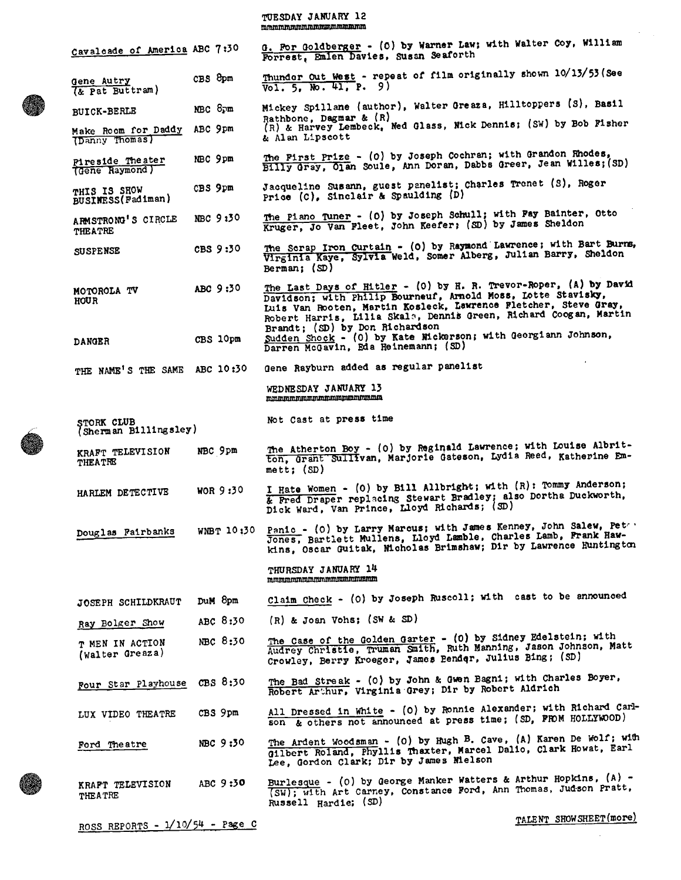## TUESDAY JANUARY 12

| Program | Network/Time | Details |
|---|---|---|
| Cavalcade of America | ABC 7:30 | G. For Goldberger - (O) by Warner Law; with Walter Coy, William Forrest, Emlen Davies, Susan Seaforth |
| Gene Autry (& Pat Buttram) | CBS 8pm | Thunder Out West - repeat of film originally shown 10/13/53 (See Vol. 5, No. 41, P. 9) |
| BUICK-BERLE | NBC 8pm | Mickey Spillane (author), Walter Greaza, Hilltoppers (S), Basil Rathbone, Dagmar & (R) |
| Make Room for Daddy (Danny Thomas) | ABC 9pm | (R) & Harvey Lembeck, Ned Glass, Nick Dennis; (SW) by Bob Fisher & Alan Lipscott |
| Fireside Theater (Gene Raymond) | NBC 9pm | The First Prize - (O) by Joseph Cochran; with Grandon Rhodes, Billy Gray, Olan Soule, Ann Doran, Dabbs Greer, Jean Willes; (SD) |
| THIS IS SHOW BUSINESS (Fadiman) | CBS 9pm | Jacqueline Susann, guest panelist; Charles Trenet (S), Roger Price (C), Sinclair & Spaulding (D) |
| ARMSTRONG'S CIRCLE THEATRE | NBC 9:30 | The Piano Tuner - (O) by Joseph Schull; with Fay Bainter, Otto Kruger, Jo Van Fleet, John Keefer; (SD) by James Sheldon |
| SUSPENSE | CBS 9:30 | The Scrap Iron Curtain - (O) by Raymond Lawrence; with Bart Burns, Virginia Kaye, Sylvia Weld, Somer Alberg, Julian Barry, Sheldon Berman; (SD) |
| MOTOROLA TV HOUR | ABC 9:30 | The Last Days of Hitler - (O) by H. R. Trevor-Roper, (A) by David Davidson; with Philip Bourneuf, Arnold Moss, Lotte Stavisky, Luis Van Rooten, Martin Kosleck, Lawrence Fletcher, Steve Gray, Robert Harris, Lilia Skala, Dennis Green, Richard Coogan, Martin Brandt; (SD) by Don Richardson |
| DANGER | CBS 10pm | Sudden Shock - (O) by Kate Nickerson; with Georgiann Johnson, Darren McGavin, Eda Heinemann; (SD) |
| THE NAME'S THE SAME | ABC 10:30 | Gene Rayburn added as regular panelist |

## WEDNESDAY JANUARY 13

| Program | Network/Time | Details |
|---|---|---|
| STORK CLUB (Sherman Billingsley) | | Not Cast at press time |
| KRAFT TELEVISION THEATRE | NBC 9pm | The Atherton Boy - (O) by Reginald Lawrence; with Louise Albritton, Grant Sullivan, Marjorie Gateson, Lydia Reed, Katherine Emmett; (SD) |
| HARLEM DETECTIVE | WOR 9:30 | I Hate Women - (O) by Bill Allbright; with (R): Tommy Anderson; & Fred Draper replacing Stewart Bradley; also Dortha Duckworth, Dick Ward, Van Prince, Lloyd Richards; (SD) |
| Douglas Fairbanks | WNBT 10:30 | Panic - (O) by Larry Marcus; with James Kenney, John Salew, Peter Jones, Bartlett Mullens, Lloyd Lamble, Charles Lamb, Frank Hawkins, Oscar Guitak, Nicholas Brimshaw; Dir by Lawrence Huntington |

## THURSDAY JANUARY 14

| Program | Network/Time | Details |
|---|---|---|
| JOSEPH SCHILDKRAUT | DuM 8pm | Claim Check - (O) by Joseph Ruscoll; with cast to be announced |
| Ray Bolger Show | ABC 8:30 | (R) & Joan Vohs; (SW & SD) |
| T MEN IN ACTION (Walter Greaza) | NBC 8:30 | The Case of the Golden Garter - (O) by Sidney Edelstein; with Audrey Christie, Truman Smith, Ruth Manning, Jason Johnson, Matt Crowley, Berry Kroeger, James Bender, Julius Bing; (SD) |
| Four Star Playhouse | CBS 8:30 | The Bad Streak - (O) by John & Gwen Bagni; with Charles Boyer, Robert Arthur, Virginia Grey; Dir by Robert Aldrich |
| LUX VIDEO THEATRE | CBS 9pm | All Dressed in White - (O) by Ronnie Alexander; with Richard Carlson & others not announced at press time; (SD, FROM HOLLYWOOD) |
| Ford Theatre | NBC 9:30 | The Ardent Woodsman - (O) by Hugh B. Cave, (A) Karen De Wolf; with Gilbert Roland, Phyllis Thaxter, Marcel Dalio, Clark Howat, Earl Lee, Gordon Clark; Dir by James Nielson |
| KRAFT TELEVISION THEATRE | ABC 9:30 | Burlesque - (O) by George Manker Watters & Arthur Hopkins, (A) - (SW); with Art Carney, Constance Ford, Ann Thomas, Judson Pratt, Russell Hardie; (SD) |

ROSS REPORTS - 1/10/54 - Page C

TALENT SHOWSHEET (more)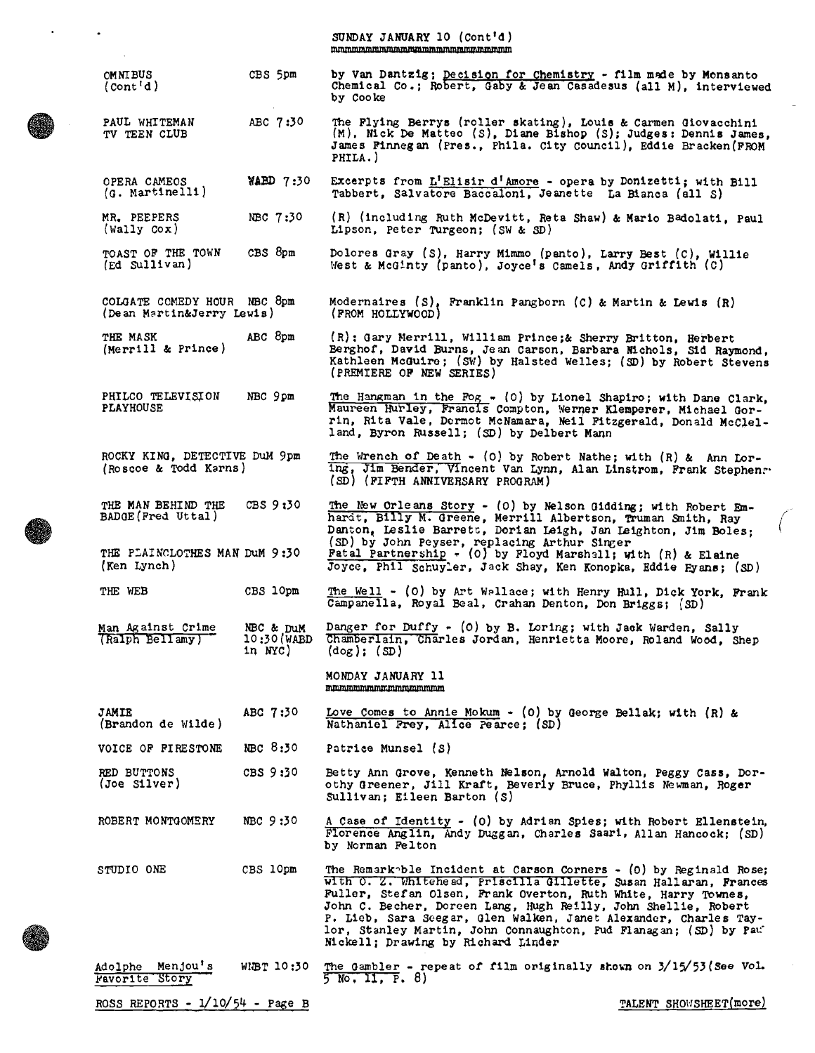## SUNDAY JANUARY 10 (Cont'd)

| Program | Network/Time | Details |
|---|---|---|
| OMNIBUS (Cont'd) | CBS 5pm | by Van Dantzig; Decision for Chemistry - film made by Monsanto Chemical Co.; Robert, Gaby & Jean Casadesus (all M), interviewed by Cooke |
| PAUL WHITEMAN TV TEEN CLUB | ABC 7:30 | The Flying Berrys (roller skating), Louis & Carmen Giovacchini (M), Nick De Matteo (S), Diane Bishop (S); Judges: Dennis James, James Finnegan (Pres., Phila. City Council), Eddie Bracken(FROM PHILA.) |
| OPERA CAMEOS (G. Martinelli) | WABD 7:30 | Excerpts from L'Elisir d'Amore - opera by Donizetti; with Bill Tabbert, Salvatore Baccaloni, Jeanette La Bianca (all S) |
| MR. PEEPERS (Wally Cox) | NBC 7:30 | (R) (including Ruth McDevitt, Reta Shaw) & Mario Badolati, Paul Lipson, Peter Turgeon; (SW & SD) |
| TOAST OF THE TOWN (Ed Sullivan) | CBS 8pm | Dolores Gray (S), Harry Mimmo (panto), Larry Best (C), Willie West & McGinty (panto), Joyce's Camels, Andy Griffith (C) |
| COLGATE COMEDY HOUR (Dean Martin&Jerry Lewis) | NBC 8pm | Modernaires (S), Franklin Pangborn (C) & Martin & Lewis (R) (FROM HOLLYWOOD) |
| THE MASK (Merrill & Prince) | ABC 8pm | (R): Gary Merrill, William Prince;& Sherry Britton, Herbert Berghof, David Burns, Jean Carson, Barbara Nichols, Sid Raymond, Kathleen McGuire; (SW) by Halsted Welles; (SD) by Robert Stevens (PREMIERE OF NEW SERIES) |
| PHILCO TELEVISION PLAYHOUSE | NBC 9pm | The Hangman in the Fog - (O) by Lionel Shapiro; with Dane Clark, Maureen Hurley, Francis Compton, Werner Klemperer, Michael Gorrin, Rita Vale, Dermot McNamara, Neil Fitzgerald, Donald McClelland, Byron Russell; (SD) by Delbert Mann |
| ROCKY KING, DETECTIVE (Roscoe & Todd Karns) | DuM 9pm | The Wrench of Death - (O) by Robert Nathe; with (R) & Ann Loring, Jim Bender, Vincent Van Lynn, Alan Linstrom, Frank Stephens (SD) (FIFTH ANNIVERSARY PROGRAM) |
| THE MAN BEHIND THE BADGE(Fred Uttal) | CBS 9:30 | The New Orleans Story - (O) by Nelson Gidding; with Robert Emhardt, Billy M. Greene, Merrill Albertson, Truman Smith, Ray Danton, Leslie Barrett, Dorian Leigh, Jan Leighton, Jim Boles; (SD) by John Peyser, replacing Arthur Singer |
| THE PLAINCLOTHES MAN (Ken Lynch) | DuM 9:30 | Fatal Partnership - (O) by Floyd Marshall; with (R) & Elaine Joyce, Phil Schuyler, Jack Shay, Ken Konopka, Eddie Hyans; (SD) |
| THE WEB | CBS 10pm | The Well - (O) by Art Wallace; with Henry Hull, Dick York, Frank Campanella, Royal Beal, Crahan Denton, Don Briggs; (SD) |
| Man Against Crime (Ralph Bellamy) | NBC & DuM 10:30(WABD in NYC) | Danger for Duffy - (O) by B. Loring; with Jack Warden, Sally Chamberlain, Charles Jordan, Henrietta Moore, Roland Wood, Shep (dog); (SD) |

## MONDAY JANUARY 11

| Program | Network/Time | Details |
|---|---|---|
| JAMIE (Brandon de Wilde) | ABC 7:30 | Love Comes to Annie Mokum - (O) by George Bellak; with (R) & Nathaniel Frey, Alice Pearce; (SD) |
| VOICE OF FIRESTONE | NBC 8:30 | Patrice Munsel (S) |
| RED BUTTONS (Joe Silver) | CBS 9:30 | Betty Ann Grove, Kenneth Nelson, Arnold Walton, Peggy Cass, Dorothy Greener, Jill Kraft, Beverly Bruce, Phyllis Newman, Roger Sullivan; Eileen Barton (S) |
| ROBERT MONTGOMERY | NBC 9:30 | A Case of Identity - (O) by Adrian Spies; with Robert Ellenstein, Florence Anglin, Andy Duggan, Charles Saari, Allan Hancock; (SD) by Norman Felton |
| STUDIO ONE | CBS 10pm | The Remarkable Incident at Carson Corners - (O) by Reginald Rose; with O. Z. Whitehead, Priscilla Gillette, Susan Hallaran, Frances Fuller, Stefan Olsen, Frank Overton, Ruth White, Harry Townes, John C. Becher, Doreen Lang, Hugh Reilly, John Shellie, Robert P. Lieb, Sara Seegar, Glen Walken, Janet Alexander, Charles Taylor, Stanley Martin, John Connaughton, Pud Flanagan; (SD) by Paul Nickell; Drawing by Richard Linder |
| Adolphe Menjou's Favorite Story | WNBT 10:30 | The Gambler - repeat of film originally shown on 3/15/53(See Vol. 5 No. 11, P. 8) |

ROSS REPORTS - 1/10/54 - Page B

TALENT SHOWSHEET(more)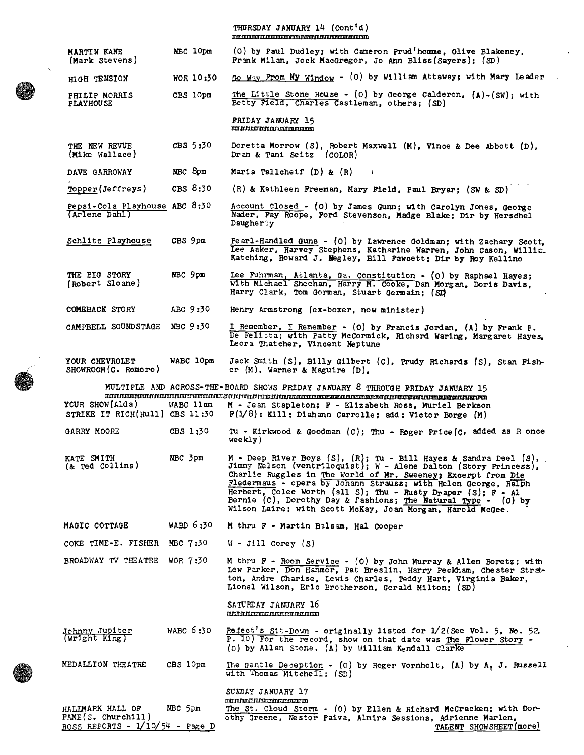## THURSDAY JANUARY 14 (Cont'd)

| | | |
|---|---|---|
| MARTIN KANE (Mark Stevens) | NBC 10pm | (O) by Paul Dudley; with Cameron Prud'homme, Olive Blakeney, Frank Milan, Jock MacGregor, Jo Ann Bliss(Sayers); (SD) |
| HIGH TENSION | WOR 10:30 | Go Way From My Window - (O) by William Attaway; with Mary Leader |
| PHILIP MORRIS PLAYHOUSE | CBS 10pm | The Little Stone House - (O) by George Calderon, (A)-(SW); with Betty Field, Charles Castleman, others; (SD) |

## FRIDAY JANUARY 15

| | | |
|---|---|---|
| THE NEW REVUE (Mike Wallace) | CBS 5:30 | Doretta Morrow (S), Robert Maxwell (M), Vince & Dee Abbott (D), Dran & Tani Seitz (COLOR) |
| DAVE GARROWAY | NBC 8pm | Maria Tallcheif (D) & (R) |
| Topper(Jeffreys) | CBS 8:30 | (R) & Kathleen Freeman, Mary Field, Paul Bryar; (SW & SD) |
| Pepsi-Cola Playhouse (Arlene Dahl) | ABC 8:30 | Account Closed - (O) by James Gunn; with Carolyn Jones, George Nader, Fay Roope, Ford Stevenson, Madge Blake; Dir by Herschel Daugherty |
| Schlitz Playhouse | CBS 9pm | Pearl-Handled Guns - (O) by Lawrence Goldman; with Zachary Scott, Lee Aaker, Harvey Stephens, Katharine Warren, John Cason, William Katching, Howard J. Negley, Bill Fawcett; Dir by Roy Kellino |
| THE BIG STORY (Robert Sloane) | NBC 9pm | Lee Fuhrman, Atlanta, Ga. Constitution - (O) by Raphael Hayes; with Michael Sheehan, Harry M. Cooke, Dan Morgan, Doris Davis, Harry Clark, Tom Gorman, Stuart Germain; (SD) |
| COMEBACK STORY | ABC 9:30 | Henry Armstrong (ex-boxer, now minister) |
| CAMPBELL SOUNDSTAGE | NBC 9:30 | I Remember, I Remember - (O) by Francis Jordan, (A) by Frank P. De Felitta; with Patty McCormick, Richard Waring, Margaret Hayes, Leora Thatcher, Vincent Neptune |
| YOUR CHEVROLET SHOWROOM(C. Romero) | WABC 10pm | Jack Smith (S), Billy Gilbert (C), Trudy Richards (S), Stan Fisher (M), Warner & Maguire (D), |

## MULTIPLE AND ACROSS-THE-BOARD SHOWS FRIDAY JANUARY 8 THROUGH FRIDAY JANUARY 15

| | | |
|---|---|---|
| YOUR SHOW(Alda) | WABC 11am | M - Jean Stapleton; F - Elizabeth Ross, Muriel Berkson |
| STRIKE IT RICH(Hull) | CBS 11:30 | F(1/8): Kill: Diahann Carrolle; add: Victor Borge (M) |
| GARRY MOORE | CBS 1:30 | Tu - Kirkwood & Goodman (C); Thu - Roger Price(C, added as R once weekly) |
| KATE SMITH (& Ted Collins) | NBC 3pm | M - Deep River Boys (S), (R); Tu - Bill Hayes & Sandra Deel (S), Jimmy Nelson (ventriloquist); W - Alene Dalton (Story Princess), Charlie Ruggles in The World of Mr. Sweeney; Excerpt from Die Fledermaus - opera by Johann Strauss; with Helen George, Ralph Herbert, Colee Worth (all S); Thu - Rusty Draper (S); F - Al Bernie (C), Dorothy Day & fashions; The Natural Type - (O) by Wilson Laire; with Scott McKay, Joan Morgan, Harold McGee. |
| MAGIC COTTAGE | WABD 6:30 | M thru F - Martin Balsam, Hal Cooper |
| COKE TIME-E. FISHER | NBC 7:30 | W - Jill Corey (S) |
| BROADWAY TV THEATRE | WOR 7:30 | M thru F - Room Service - (O) by John Murray & Allen Boretz; with Lew Parker, Don Hanmer, Pat Breslin, Harry Peckham, Chester Stratton, Andre Charise, Lewis Charles, Teddy Hart, Virginia Baker, Lionel Wilson, Eric Brotherson, Gerald Milton; (SD) |

## SATURDAY JANUARY 16

| | | |
|---|---|---|
| Johnny Jupiter (Wright King) | WABC 6:30 | Reject's Sit-Down - originally listed for 1/2(See Vol. 5, No. 52, P. 10) For the record, show on that date was The Flower Story - (O) by Allan Stone, (A) by William Kendall Clarke |
| MEDALLION THEATRE | CBS 10pm | The Gentle Deception - (O) by Roger Vornholt, (A) by A. J. Russell with Thomas Mitchell; (SD) |

## SUNDAY JANUARY 17

| | | |
|---|---|---|
| HALLMARK HALL OF FAME(S. Churchill) | NBC 5pm | The St. Cloud Storm - (O) by Ellen & Richard McCracken; with Dorothy Greene, Nestor Paiva, Almira Sessions, Adrienne Marlen, |

TALENT SHOWSHEET(more)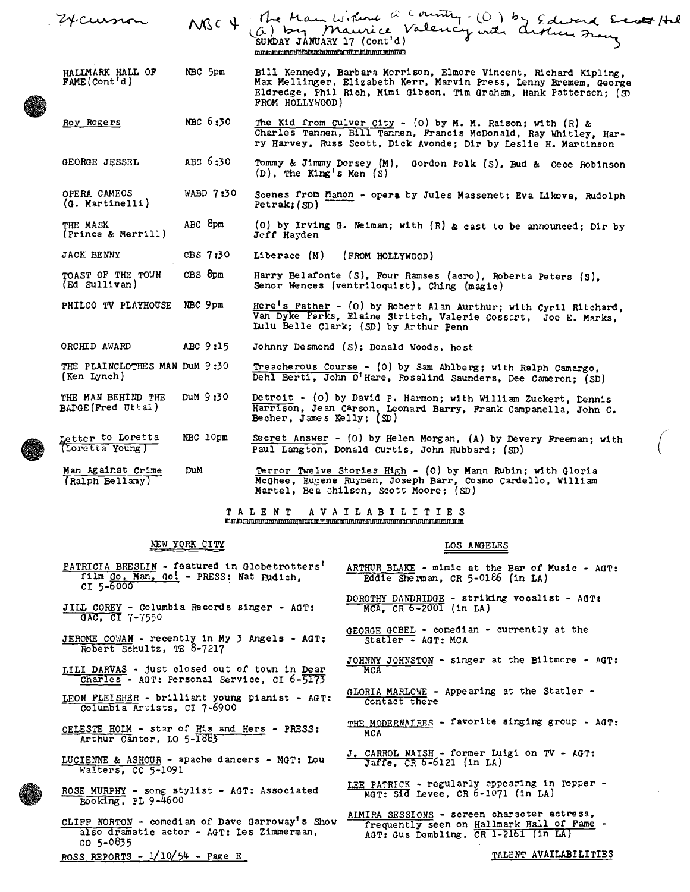Excursion NBC 4 The Man Without a Country - (O) by Edward Everett Hale (A) by Maurice Valency with Arthur Franz

SUNDAY JANUARY 17 (Cont'd)

| | | |
|---|---|---|
| HALLMARK HALL OF FAME (Cont'd) | NBC 5pm | Bill Kennedy, Barbara Morrison, Elmore Vincent, Richard Kipling, Max Mellinger, Elizabeth Kerr, Marvin Press, Lenny Bremem, George Eldredge, Phil Rich, Mimi Gibson, Tim Graham, Hank Patterson; (SD FROM HOLLYWOOD) |
| Roy Rogers | NBC 6:30 | The Kid from Culver City - (O) by M. M. Raison; with (R) & Charles Tannen, Bill Tannen, Francis McDonald, Ray Whitley, Harry Harvey, Russ Scott, Dick Avonde; Dir by Leslie H. Martinson |
| GEORGE JESSEL | ABC 6:30 | Tommy & Jimmy Dorsey (M), Gordon Polk (S), Bud & Cece Robinson (D), The King's Men (S) |
| OPERA CAMEOS (G. Martinelli) | WABD 7:30 | Scenes from Manon - opera by Jules Massenet; Eva Likova, Rudolph Petrak; (SD) |
| THE MASK (Prince & Merrill) | ABC 8pm | (O) by Irving G. Neiman; with (R) & cast to be announced; Dir by Jeff Hayden |
| JACK BENNY | CBS 7:30 | Liberace (M) (FROM HOLLYWOOD) |
| TOAST OF THE TOWN (Ed Sullivan) | CBS 8pm | Harry Belafonte (S), Four Ramses (acro), Roberta Peters (S), Senor Wences (ventriloquist), Ching (magic) |
| PHILCO TV PLAYHOUSE | NBC 9pm | Here's Father - (O) by Robert Alan Aurthur; with Cyril Ritchard, Van Dyke Parks, Elaine Stritch, Valerie Cossart, Joe E. Marks, Lulu Belle Clark; (SD) by Arthur Penn |
| ORCHID AWARD | ABC 9:15 | Johnny Desmond (S); Donald Woods, host |
| THE PLAINCLOTHES MAN (Ken Lynch) | DuM 9:30 | Treacherous Course - (O) by Sam Ahlberg; with Ralph Camargo, Dehl Berti, John O'Hare, Rosalind Saunders, Dee Cameron; (SD) |
| THE MAN BEHIND THE BADGE (Fred Uttal) | DuM 9:30 | Detroit - (O) by David P. Harmon; with William Zuckert, Dennis Harrison, Jean Carson, Leonard Barry, Frank Campanella, John C. Becher, James Kelly; (SD) |
| Letter to Loretta (Loretta Young) | NBC 10pm | Secret Answer - (O) by Helen Morgan, (A) by Devery Freeman; with Paul Langton, Donald Curtis, John Hubbard; (SD) |
| Man Against Crime (Ralph Bellamy) | DuM | Terror Twelve Stories High - (O) by Mann Rubin; with Gloria McGhee, Eugene Ruymen, Joseph Barr, Cosmo Cardello, William Martel, Bea Chilson, Scott Moore; (SD) |

## TALENT AVAILABILITIES

### NEW YORK CITY

PATRICIA BRESLIN - featured in Globetrotters' film Go, Man, Go! - PRESS: Nat Rudich, CI 5-6000

JILL COREY - Columbia Records singer - AGT: GAC, CI 7-7550

JEROME COWAN - recently in My 3 Angels - AGT: Robert Schultz, TE 8-7217

LILI DARVAS - just closed out of town in Dear Charles - AGT: Personal Service, CI 6-5173

LEON FLEISHER - brilliant young pianist - AGT: Columbia Artists, CI 7-6900

CELESTE HOLM - star of His and Hers - PRESS: Arthur Cantor, LO 5-1883

LUCIENNE & ASHOUR - apache dancers - MGT: Lou Walters, CO 5-1091

ROSE MURPHY - song stylist - AGT: Associated Booking, PL 9-4600

CLIFF NORTON - comedian of Dave Garroway's Show also dramatic actor - AGT: Les Zimmerman, CO 5-0835

### LOS ANGELES

ARTHUR BLAKE - mimic at the Bar of Music - AGT: Eddie Sherman, CR 5-0186 (in LA)

DOROTHY DANDRIDGE - striking vocalist - AGT: MCA, CR 6-2001 (in LA)

GEORGE GOBEL - comedian - currently at the Statler - AGT: MCA

JOHNNY JOHNSTON - singer at the Biltmore - AGT: MCA

GLORIA MARLOWE - Appearing at the Statler - Contact there

THE MODERNAIRES - favorite singing group - AGT: MCA

J. CARROL NAISH - former Luigi on TV - AGT: Jaffe, CR 6-6121 (in LA)

LEE PATRICK - regularly appearing in Topper - MGT: Sid Levee, CR 6-1071 (in LA)

AIMIRA SESSIONS - screen character actress, frequently seen on Hallmark Hall of Fame - AGT: Gus Dembling, CR 1-2161 (in LA)

ROSS REPORTS - 1/10/54 - Page E

TALENT AVAILABILITIES